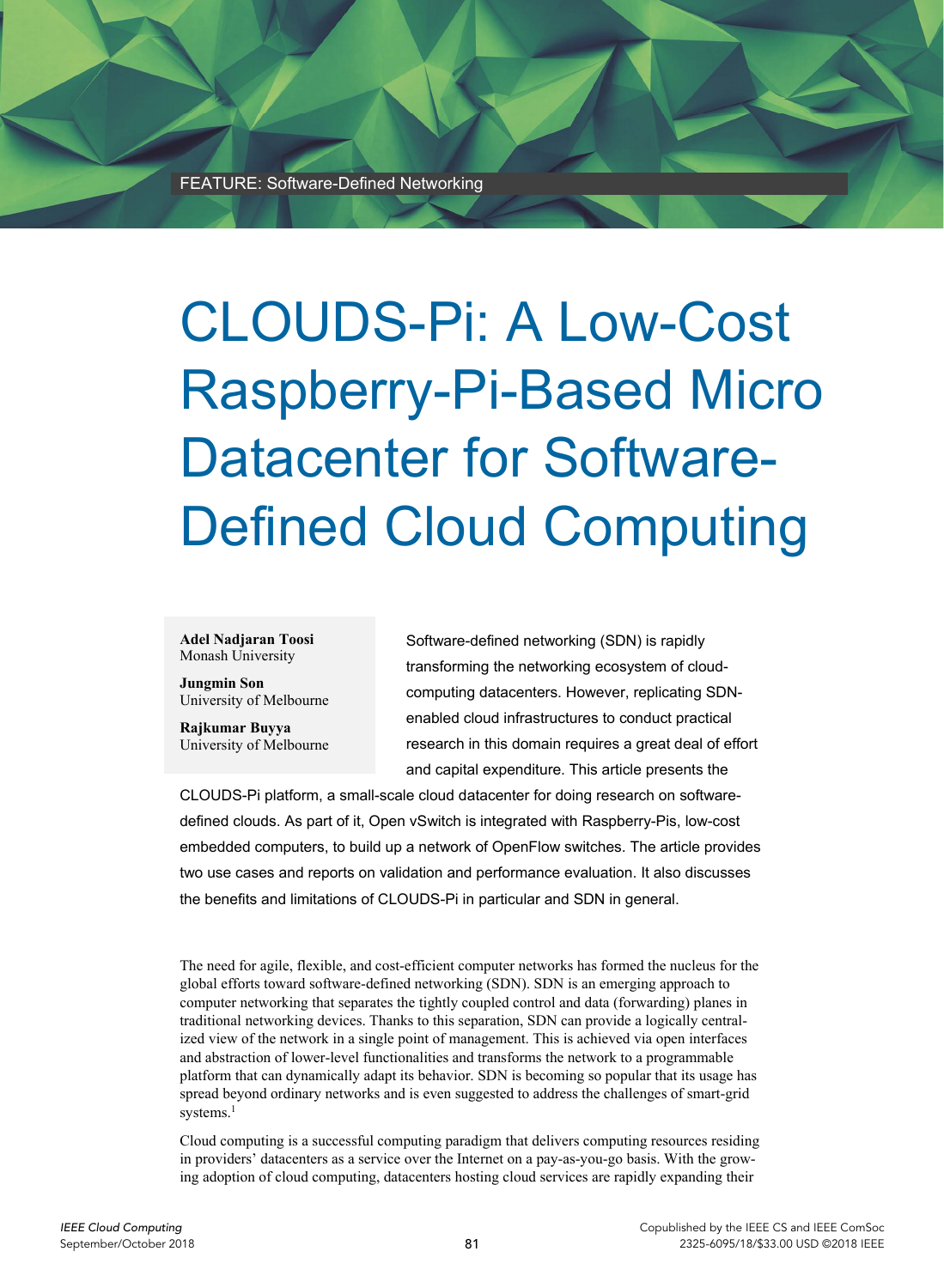FEATURE: Software-Defined Networking

# CLOUDS-Pi: A Low-Cost Raspberry-Pi-Based Micro Datacenter for Software-Defined Cloud Computing

**Adel Nadjaran Toosi**
Monash University

**Jungmin Son**
University of Melbourne

**Rajkumar Buyya**
University of Melbourne

Software-defined networking (SDN) is rapidly transforming the networking ecosystem of cloud-computing datacenters. However, replicating SDN-enabled cloud infrastructures to conduct practical research in this domain requires a great deal of effort and capital expenditure. This article presents the CLOUDS-Pi platform, a small-scale cloud datacenter for doing research on software-defined clouds. As part of it, Open vSwitch is integrated with Raspberry-Pis, low-cost embedded computers, to build up a network of OpenFlow switches. The article provides two use cases and reports on validation and performance evaluation. It also discusses the benefits and limitations of CLOUDS-Pi in particular and SDN in general.

The need for agile, flexible, and cost-efficient computer networks has formed the nucleus for the global efforts toward software-defined networking (SDN). SDN is an emerging approach to computer networking that separates the tightly coupled control and data (forwarding) planes in traditional networking devices. Thanks to this separation, SDN can provide a logically centralized view of the network in a single point of management. This is achieved via open interfaces and abstraction of lower-level functionalities and transforms the network to a programmable platform that can dynamically adapt its behavior. SDN is becoming so popular that its usage has spread beyond ordinary networks and is even suggested to address the challenges of smart-grid systems.[1]

Cloud computing is a successful computing paradigm that delivers computing resources residing in providers' datacenters as a service over the Internet on a pay-as-you-go basis. With the growing adoption of cloud computing, datacenters hosting cloud services are rapidly expanding their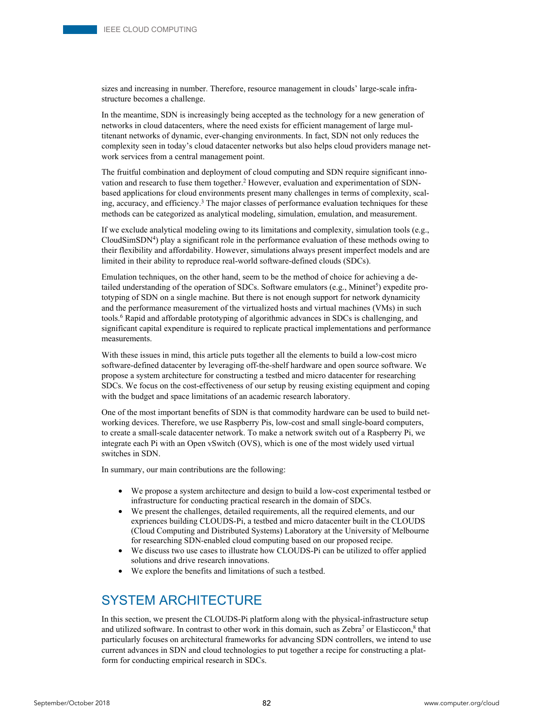sizes and increasing in number. Therefore, resource management in clouds' large-scale infrastructure becomes a challenge.

In the meantime, SDN is increasingly being accepted as the technology for a new generation of networks in cloud datacenters, where the need exists for efficient management of large multitenant networks of dynamic, ever-changing environments. In fact, SDN not only reduces the complexity seen in today's cloud datacenter networks but also helps cloud providers manage network services from a central management point.

The fruitful combination and deployment of cloud computing and SDN require significant innovation and research to fuse them together.[2] However, evaluation and experimentation of SDN-based applications for cloud environments present many challenges in terms of complexity, scaling, accuracy, and efficiency.[3] The major classes of performance evaluation techniques for these methods can be categorized as analytical modeling, simulation, emulation, and measurement.

If we exclude analytical modeling owing to its limitations and complexity, simulation tools (e.g., CloudSimSDN[4]) play a significant role in the performance evaluation of these methods owing to their flexibility and affordability. However, simulations always present imperfect models and are limited in their ability to reproduce real-world software-defined clouds (SDCs).

Emulation techniques, on the other hand, seem to be the method of choice for achieving a detailed understanding of the operation of SDCs. Software emulators (e.g., Mininet[5]) expedite prototyping of SDN on a single machine. But there is not enough support for network dynamicity and the performance measurement of the virtualized hosts and virtual machines (VMs) in such tools.[6] Rapid and affordable prototyping of algorithmic advances in SDCs is challenging, and significant capital expenditure is required to replicate practical implementations and performance measurements.

With these issues in mind, this article puts together all the elements to build a low-cost micro software-defined datacenter by leveraging off-the-shelf hardware and open source software. We propose a system architecture for constructing a testbed and micro datacenter for researching SDCs. We focus on the cost-effectiveness of our setup by reusing existing equipment and coping with the budget and space limitations of an academic research laboratory.

One of the most important benefits of SDN is that commodity hardware can be used to build networking devices. Therefore, we use Raspberry Pis, low-cost and small single-board computers, to create a small-scale datacenter network. To make a network switch out of a Raspberry Pi, we integrate each Pi with an Open vSwitch (OVS), which is one of the most widely used virtual switches in SDN.

In summary, our main contributions are the following:

- We propose a system architecture and design to build a low-cost experimental testbed or infrastructure for conducting practical research in the domain of SDCs.
- We present the challenges, detailed requirements, all the required elements, and our expriences building CLOUDS-Pi, a testbed and micro datacenter built in the CLOUDS (Cloud Computing and Distributed Systems) Laboratory at the University of Melbourne for researching SDN-enabled cloud computing based on our proposed recipe.
- We discuss two use cases to illustrate how CLOUDS-Pi can be utilized to offer applied solutions and drive research innovations.
- We explore the benefits and limitations of such a testbed.

## SYSTEM ARCHITECTURE

In this section, we present the CLOUDS-Pi platform along with the physical-infrastructure setup and utilized software. In contrast to other work in this domain, such as Zebra[7] or Elasticcon,[8] that particularly focuses on architectural frameworks for advancing SDN controllers, we intend to use current advances in SDN and cloud technologies to put together a recipe for constructing a platform for conducting empirical research in SDCs.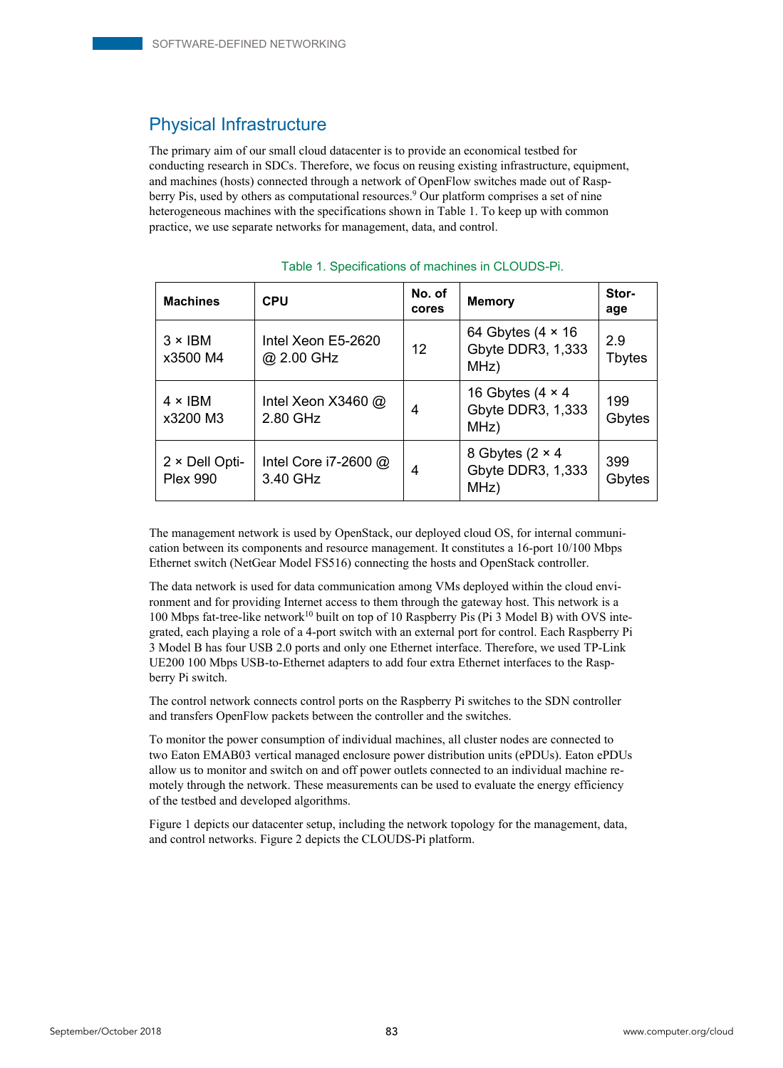## Physical Infrastructure

The primary aim of our small cloud datacenter is to provide an economical testbed for conducting research in SDCs. Therefore, we focus on reusing existing infrastructure, equipment, and machines (hosts) connected through a network of OpenFlow switches made out of Raspberry Pis, used by others as computational resources.[9] Our platform comprises a set of nine heterogeneous machines with the specifications shown in Table 1. To keep up with common practice, we use separate networks for management, data, and control.

Table 1. Specifications of machines in CLOUDS-Pi.

| Machines | CPU | No. of cores | Memory | Storage |
|---|---|---|---|---|
| 3 × IBM x3500 M4 | Intel Xeon E5-2620 @ 2.00 GHz | 12 | 64 Gbytes (4 × 16 Gbyte DDR3, 1,333 MHz) | 2.9 Tbytes |
| 4 × IBM x3200 M3 | Intel Xeon X3460 @ 2.80 GHz | 4 | 16 Gbytes (4 × 4 Gbyte DDR3, 1,333 MHz) | 199 Gbytes |
| 2 × Dell OptiPlex 990 | Intel Core i7-2600 @ 3.40 GHz | 4 | 8 Gbytes (2 × 4 Gbyte DDR3, 1,333 MHz) | 399 Gbytes |

The management network is used by OpenStack, our deployed cloud OS, for internal communication between its components and resource management. It constitutes a 16-port 10/100 Mbps Ethernet switch (NetGear Model FS516) connecting the hosts and OpenStack controller.

The data network is used for data communication among VMs deployed within the cloud environment and for providing Internet access to them through the gateway host. This network is a 100 Mbps fat-tree-like network[10] built on top of 10 Raspberry Pis (Pi 3 Model B) with OVS integrated, each playing a role of a 4-port switch with an external port for control. Each Raspberry Pi 3 Model B has four USB 2.0 ports and only one Ethernet interface. Therefore, we used TP-Link UE200 100 Mbps USB-to-Ethernet adapters to add four extra Ethernet interfaces to the Raspberry Pi switch.

The control network connects control ports on the Raspberry Pi switches to the SDN controller and transfers OpenFlow packets between the controller and the switches.

To monitor the power consumption of individual machines, all cluster nodes are connected to two Eaton EMAB03 vertical managed enclosure power distribution units (ePDUs). Eaton ePDUs allow us to monitor and switch on and off power outlets connected to an individual machine remotely through the network. These measurements can be used to evaluate the energy efficiency of the testbed and developed algorithms.

Figure 1 depicts our datacenter setup, including the network topology for the management, data, and control networks. Figure 2 depicts the CLOUDS-Pi platform.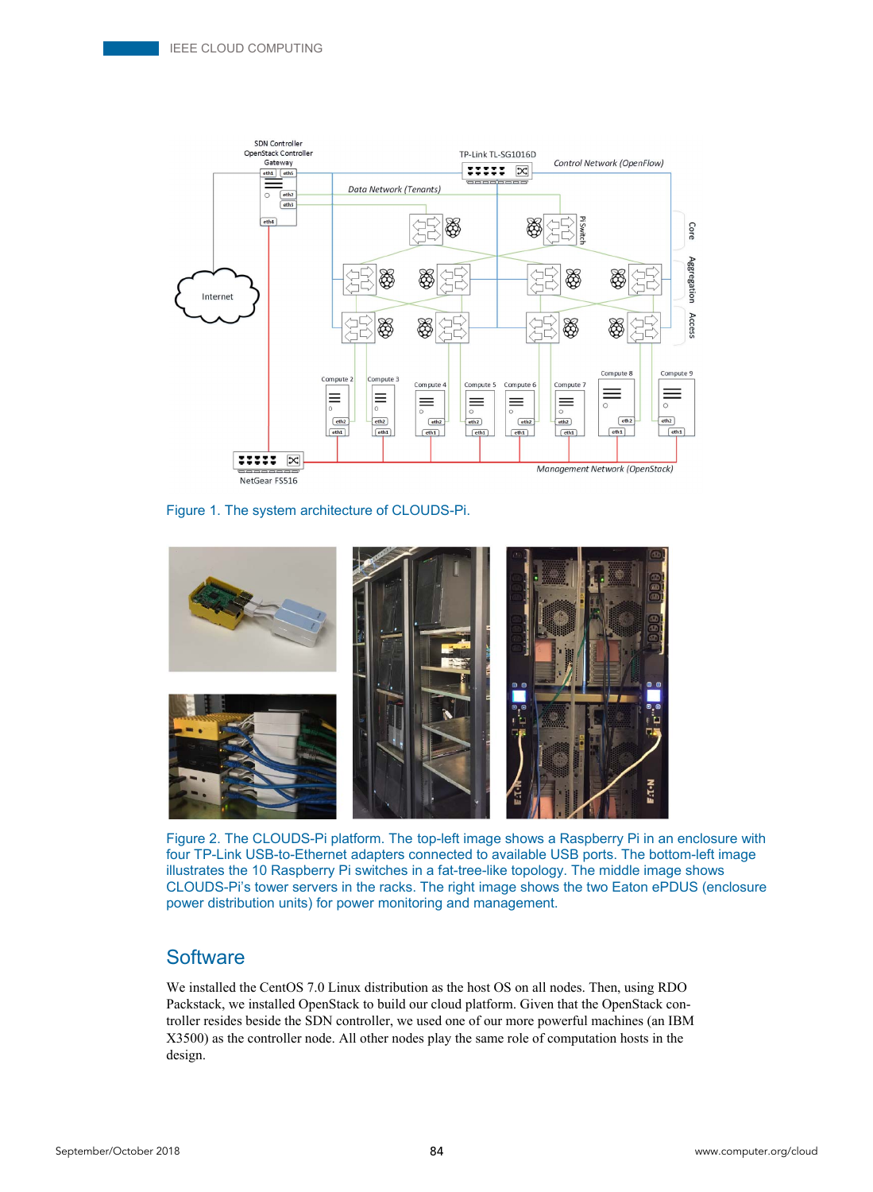Figure 1. The system architecture of CLOUDS-Pi.

Figure 2. The CLOUDS-Pi platform. The top-left image shows a Raspberry Pi in an enclosure with four TP-Link USB-to-Ethernet adapters connected to available USB ports. The bottom-left image illustrates the 10 Raspberry Pi switches in a fat-tree-like topology. The middle image shows CLOUDS-Pi's tower servers in the racks. The right image shows the two Eaton ePDUS (enclosure power distribution units) for power monitoring and management.

## Software

We installed the CentOS 7.0 Linux distribution as the host OS on all nodes. Then, using RDO Packstack, we installed OpenStack to build our cloud platform. Given that the OpenStack controller resides beside the SDN controller, we used one of our more powerful machines (an IBM X3500) as the controller node. All other nodes play the same role of computation hosts in the design.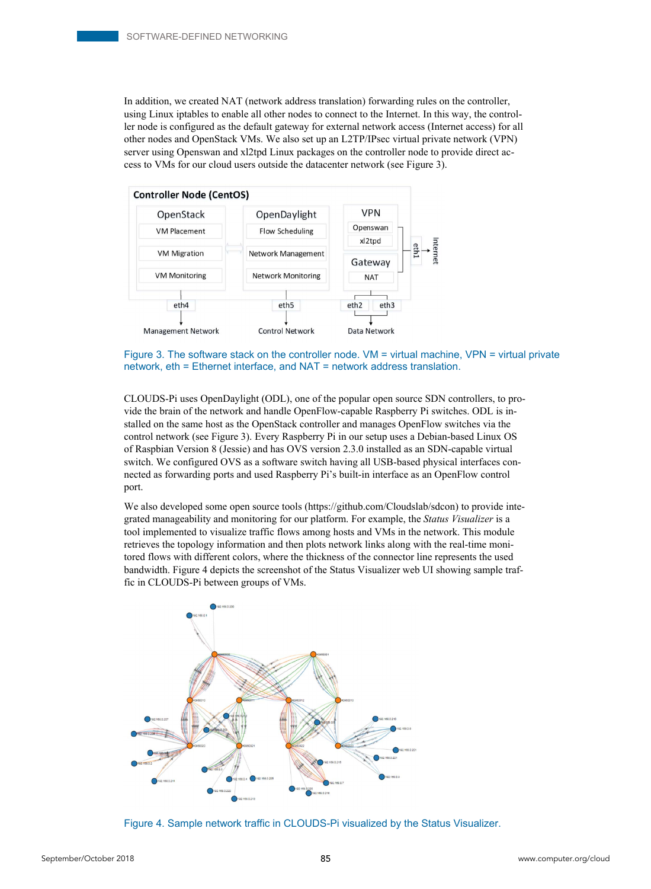In addition, we created NAT (network address translation) forwarding rules on the controller, using Linux iptables to enable all other nodes to connect to the Internet. In this way, the controller node is configured as the default gateway for external network access (Internet access) for all other nodes and OpenStack VMs. We also set up an L2TP/IPsec virtual private network (VPN) server using Openswan and xl2tpd Linux packages on the controller node to provide direct access to VMs for our cloud users outside the datacenter network (see Figure 3).

Figure 3. The software stack on the controller node. VM = virtual machine, VPN = virtual private network, eth = Ethernet interface, and NAT = network address translation.

CLOUDS-Pi uses OpenDaylight (ODL), one of the popular open source SDN controllers, to provide the brain of the network and handle OpenFlow-capable Raspberry Pi switches. ODL is installed on the same host as the OpenStack controller and manages OpenFlow switches via the control network (see Figure 3). Every Raspberry Pi in our setup uses a Debian-based Linux OS of Raspbian Version 8 (Jessie) and has OVS version 2.3.0 installed as an SDN-capable virtual switch. We configured OVS as a software switch having all USB-based physical interfaces connected as forwarding ports and used Raspberry Pi's built-in interface as an OpenFlow control port.

We also developed some open source tools (https://github.com/Cloudslab/sdcon) to provide integrated manageability and monitoring for our platform. For example, the *Status Visualizer* is a tool implemented to visualize traffic flows among hosts and VMs in the network. This module retrieves the topology information and then plots network links along with the real-time monitored flows with different colors, where the thickness of the connector line represents the used bandwidth. Figure 4 depicts the screenshot of the Status Visualizer web UI showing sample traffic in CLOUDS-Pi between groups of VMs.

Figure 4. Sample network traffic in CLOUDS-Pi visualized by the Status Visualizer.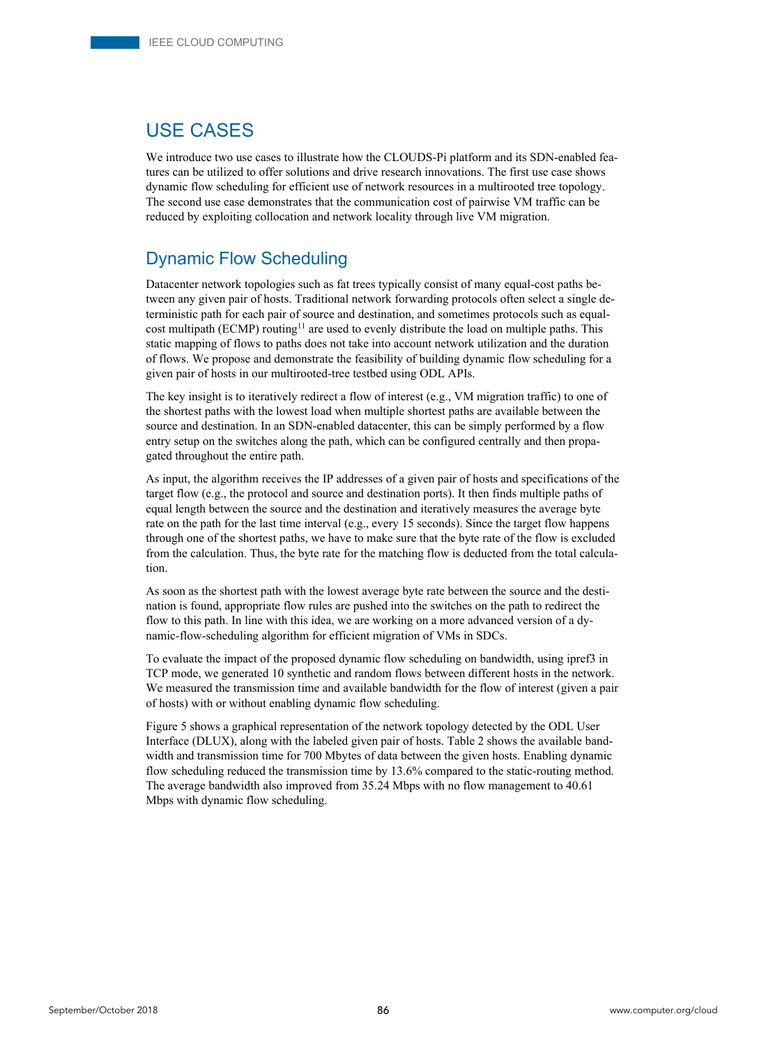## USE CASES

We introduce two use cases to illustrate how the CLOUDS-Pi platform and its SDN-enabled features can be utilized to offer solutions and drive research innovations. The first use case shows dynamic flow scheduling for efficient use of network resources in a multirooted tree topology. The second use case demonstrates that the communication cost of pairwise VM traffic can be reduced by exploiting collocation and network locality through live VM migration.

### Dynamic Flow Scheduling

Datacenter network topologies such as fat trees typically consist of many equal-cost paths between any given pair of hosts. Traditional network forwarding protocols often select a single deterministic path for each pair of source and destination, and sometimes protocols such as equal-cost multipath (ECMP) routing[11] are used to evenly distribute the load on multiple paths. This static mapping of flows to paths does not take into account network utilization and the duration of flows. We propose and demonstrate the feasibility of building dynamic flow scheduling for a given pair of hosts in our multirooted-tree testbed using ODL APIs.

The key insight is to iteratively redirect a flow of interest (e.g., VM migration traffic) to one of the shortest paths with the lowest load when multiple shortest paths are available between the source and destination. In an SDN-enabled datacenter, this can be simply performed by a flow entry setup on the switches along the path, which can be configured centrally and then propagated throughout the entire path.

As input, the algorithm receives the IP addresses of a given pair of hosts and specifications of the target flow (e.g., the protocol and source and destination ports). It then finds multiple paths of equal length between the source and the destination and iteratively measures the average byte rate on the path for the last time interval (e.g., every 15 seconds). Since the target flow happens through one of the shortest paths, we have to make sure that the byte rate of the flow is excluded from the calculation. Thus, the byte rate for the matching flow is deducted from the total calculation.

As soon as the shortest path with the lowest average byte rate between the source and the destination is found, appropriate flow rules are pushed into the switches on the path to redirect the flow to this path. In line with this idea, we are working on a more advanced version of a dynamic-flow-scheduling algorithm for efficient migration of VMs in SDCs.

To evaluate the impact of the proposed dynamic flow scheduling on bandwidth, using ipref3 in TCP mode, we generated 10 synthetic and random flows between different hosts in the network. We measured the transmission time and available bandwidth for the flow of interest (given a pair of hosts) with or without enabling dynamic flow scheduling.

Figure 5 shows a graphical representation of the network topology detected by the ODL User Interface (DLUX), along with the labeled given pair of hosts. Table 2 shows the available bandwidth and transmission time for 700 Mbytes of data between the given hosts. Enabling dynamic flow scheduling reduced the transmission time by 13.6% compared to the static-routing method. The average bandwidth also improved from 35.24 Mbps with no flow management to 40.61 Mbps with dynamic flow scheduling.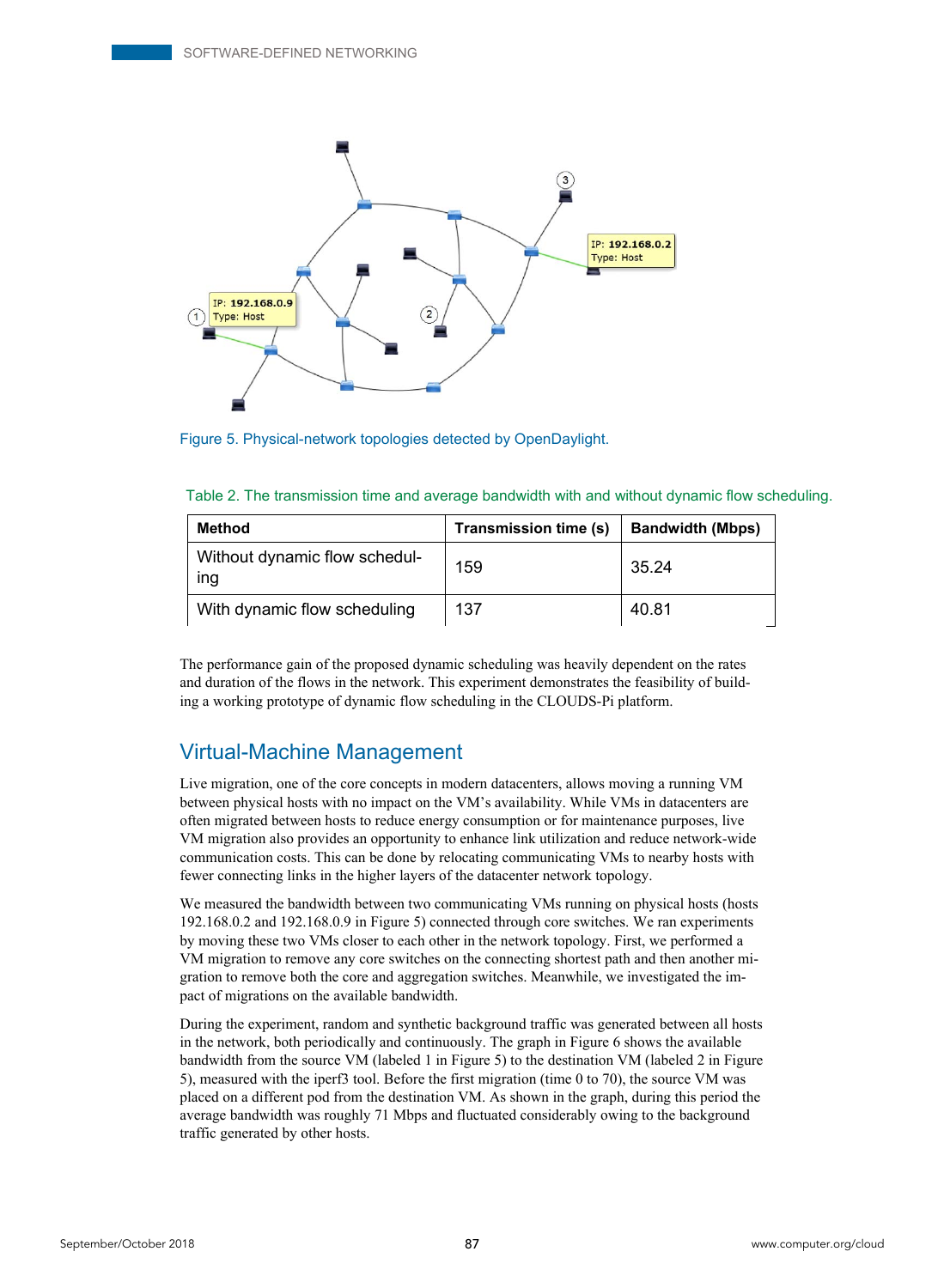Figure 5. Physical-network topologies detected by OpenDaylight.

Table 2. The transmission time and average bandwidth with and without dynamic flow scheduling.

| Method | Transmission time (s) | Bandwidth (Mbps) |
|---|---|---|
| Without dynamic flow scheduling | 159 | 35.24 |
| With dynamic flow scheduling | 137 | 40.81 |

The performance gain of the proposed dynamic scheduling was heavily dependent on the rates and duration of the flows in the network. This experiment demonstrates the feasibility of building a working prototype of dynamic flow scheduling in the CLOUDS-Pi platform.

## Virtual-Machine Management

Live migration, one of the core concepts in modern datacenters, allows moving a running VM between physical hosts with no impact on the VM's availability. While VMs in datacenters are often migrated between hosts to reduce energy consumption or for maintenance purposes, live VM migration also provides an opportunity to enhance link utilization and reduce network-wide communication costs. This can be done by relocating communicating VMs to nearby hosts with fewer connecting links in the higher layers of the datacenter network topology.

We measured the bandwidth between two communicating VMs running on physical hosts (hosts 192.168.0.2 and 192.168.0.9 in Figure 5) connected through core switches. We ran experiments by moving these two VMs closer to each other in the network topology. First, we performed a VM migration to remove any core switches on the connecting shortest path and then another migration to remove both the core and aggregation switches. Meanwhile, we investigated the impact of migrations on the available bandwidth.

During the experiment, random and synthetic background traffic was generated between all hosts in the network, both periodically and continuously. The graph in Figure 6 shows the available bandwidth from the source VM (labeled 1 in Figure 5) to the destination VM (labeled 2 in Figure 5), measured with the iperf3 tool. Before the first migration (time 0 to 70), the source VM was placed on a different pod from the destination VM. As shown in the graph, during this period the average bandwidth was roughly 71 Mbps and fluctuated considerably owing to the background traffic generated by other hosts.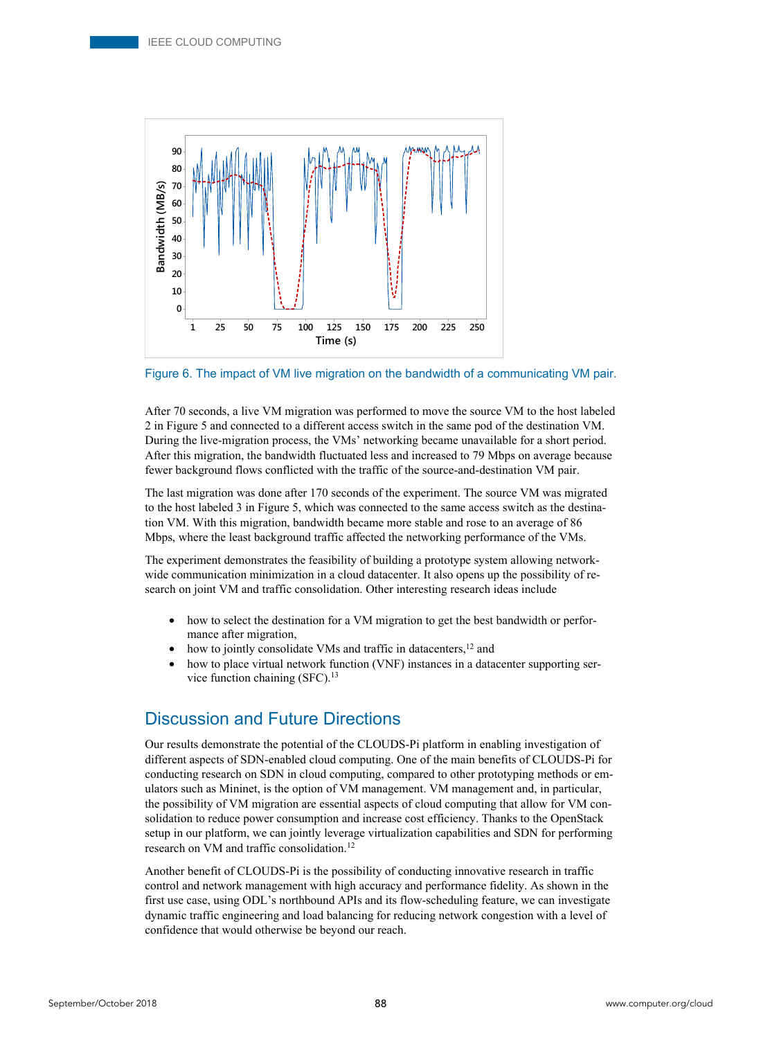Figure 6. The impact of VM live migration on the bandwidth of a communicating VM pair.

After 70 seconds, a live VM migration was performed to move the source VM to the host labeled 2 in Figure 5 and connected to a different access switch in the same pod of the destination VM. During the live-migration process, the VMs' networking became unavailable for a short period. After this migration, the bandwidth fluctuated less and increased to 79 Mbps on average because fewer background flows conflicted with the traffic of the source-and-destination VM pair.

The last migration was done after 170 seconds of the experiment. The source VM was migrated to the host labeled 3 in Figure 5, which was connected to the same access switch as the destination VM. With this migration, bandwidth became more stable and rose to an average of 86 Mbps, where the least background traffic affected the networking performance of the VMs.

The experiment demonstrates the feasibility of building a prototype system allowing network-wide communication minimization in a cloud datacenter. It also opens up the possibility of research on joint VM and traffic consolidation. Other interesting research ideas include

- how to select the destination for a VM migration to get the best bandwidth or performance after migration,
- how to jointly consolidate VMs and traffic in datacenters,[12] and
- how to place virtual network function (VNF) instances in a datacenter supporting service function chaining (SFC).[13]

## Discussion and Future Directions

Our results demonstrate the potential of the CLOUDS-Pi platform in enabling investigation of different aspects of SDN-enabled cloud computing. One of the main benefits of CLOUDS-Pi for conducting research on SDN in cloud computing, compared to other prototyping methods or emulators such as Mininet, is the option of VM management. VM management and, in particular, the possibility of VM migration are essential aspects of cloud computing that allow for VM consolidation to reduce power consumption and increase cost efficiency. Thanks to the OpenStack setup in our platform, we can jointly leverage virtualization capabilities and SDN for performing research on VM and traffic consolidation.[12]

Another benefit of CLOUDS-Pi is the possibility of conducting innovative research in traffic control and network management with high accuracy and performance fidelity. As shown in the first use case, using ODL's northbound APIs and its flow-scheduling feature, we can investigate dynamic traffic engineering and load balancing for reducing network congestion with a level of confidence that would otherwise be beyond our reach.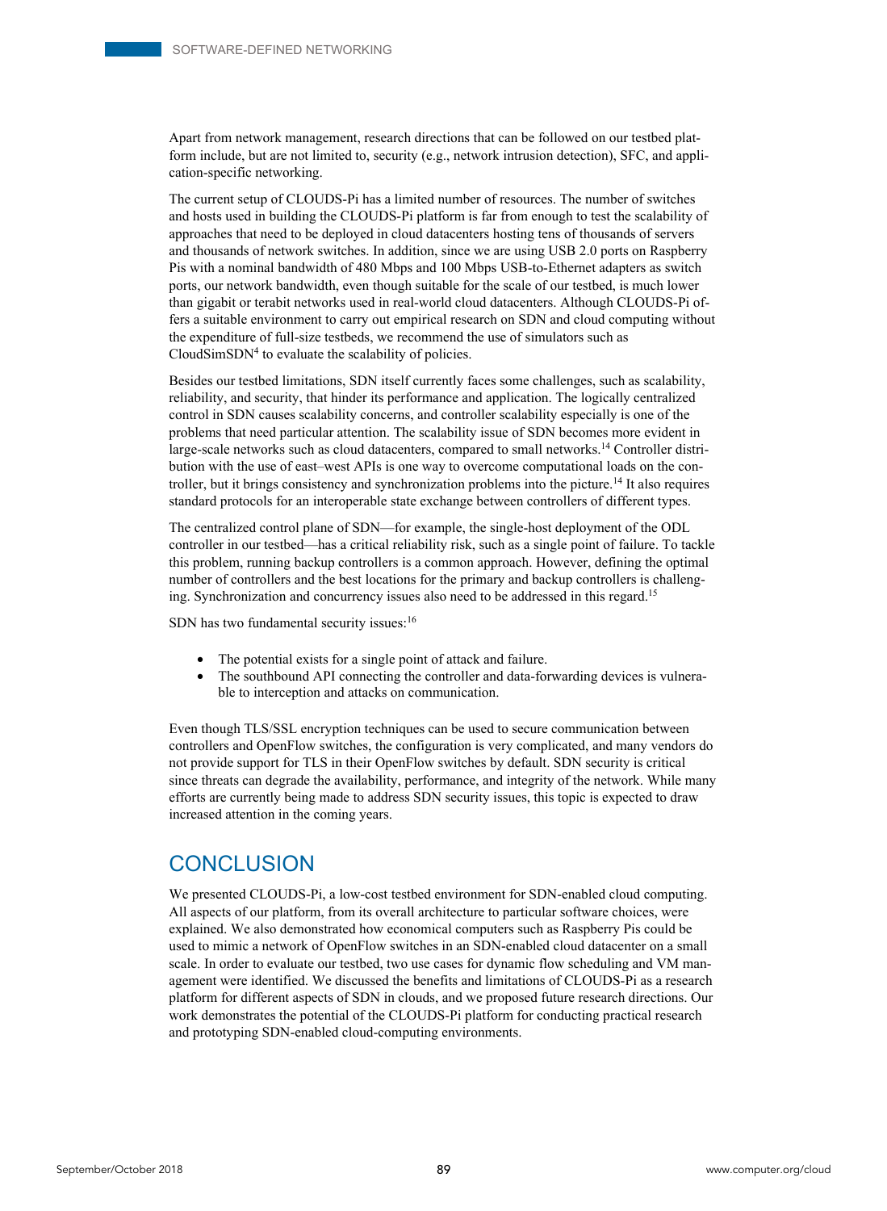Apart from network management, research directions that can be followed on our testbed platform include, but are not limited to, security (e.g., network intrusion detection), SFC, and application-specific networking.

The current setup of CLOUDS-Pi has a limited number of resources. The number of switches and hosts used in building the CLOUDS-Pi platform is far from enough to test the scalability of approaches that need to be deployed in cloud datacenters hosting tens of thousands of servers and thousands of network switches. In addition, since we are using USB 2.0 ports on Raspberry Pis with a nominal bandwidth of 480 Mbps and 100 Mbps USB-to-Ethernet adapters as switch ports, our network bandwidth, even though suitable for the scale of our testbed, is much lower than gigabit or terabit networks used in real-world cloud datacenters. Although CLOUDS-Pi offers a suitable environment to carry out empirical research on SDN and cloud computing without the expenditure of full-size testbeds, we recommend the use of simulators such as CloudSimSDN[4] to evaluate the scalability of policies.

Besides our testbed limitations, SDN itself currently faces some challenges, such as scalability, reliability, and security, that hinder its performance and application. The logically centralized control in SDN causes scalability concerns, and controller scalability especially is one of the problems that need particular attention. The scalability issue of SDN becomes more evident in large-scale networks such as cloud datacenters, compared to small networks.[14] Controller distribution with the use of east–west APIs is one way to overcome computational loads on the controller, but it brings consistency and synchronization problems into the picture.[14] It also requires standard protocols for an interoperable state exchange between controllers of different types.

The centralized control plane of SDN—for example, the single-host deployment of the ODL controller in our testbed—has a critical reliability risk, such as a single point of failure. To tackle this problem, running backup controllers is a common approach. However, defining the optimal number of controllers and the best locations for the primary and backup controllers is challenging. Synchronization and concurrency issues also need to be addressed in this regard.[15]

SDN has two fundamental security issues:[16]

- The potential exists for a single point of attack and failure.
- The southbound API connecting the controller and data-forwarding devices is vulnerable to interception and attacks on communication.

Even though TLS/SSL encryption techniques can be used to secure communication between controllers and OpenFlow switches, the configuration is very complicated, and many vendors do not provide support for TLS in their OpenFlow switches by default. SDN security is critical since threats can degrade the availability, performance, and integrity of the network. While many efforts are currently being made to address SDN security issues, this topic is expected to draw increased attention in the coming years.

## CONCLUSION

We presented CLOUDS-Pi, a low-cost testbed environment for SDN-enabled cloud computing. All aspects of our platform, from its overall architecture to particular software choices, were explained. We also demonstrated how economical computers such as Raspberry Pis could be used to mimic a network of OpenFlow switches in an SDN-enabled cloud datacenter on a small scale. In order to evaluate our testbed, two use cases for dynamic flow scheduling and VM management were identified. We discussed the benefits and limitations of CLOUDS-Pi as a research platform for different aspects of SDN in clouds, and we proposed future research directions. Our work demonstrates the potential of the CLOUDS-Pi platform for conducting practical research and prototyping SDN-enabled cloud-computing environments.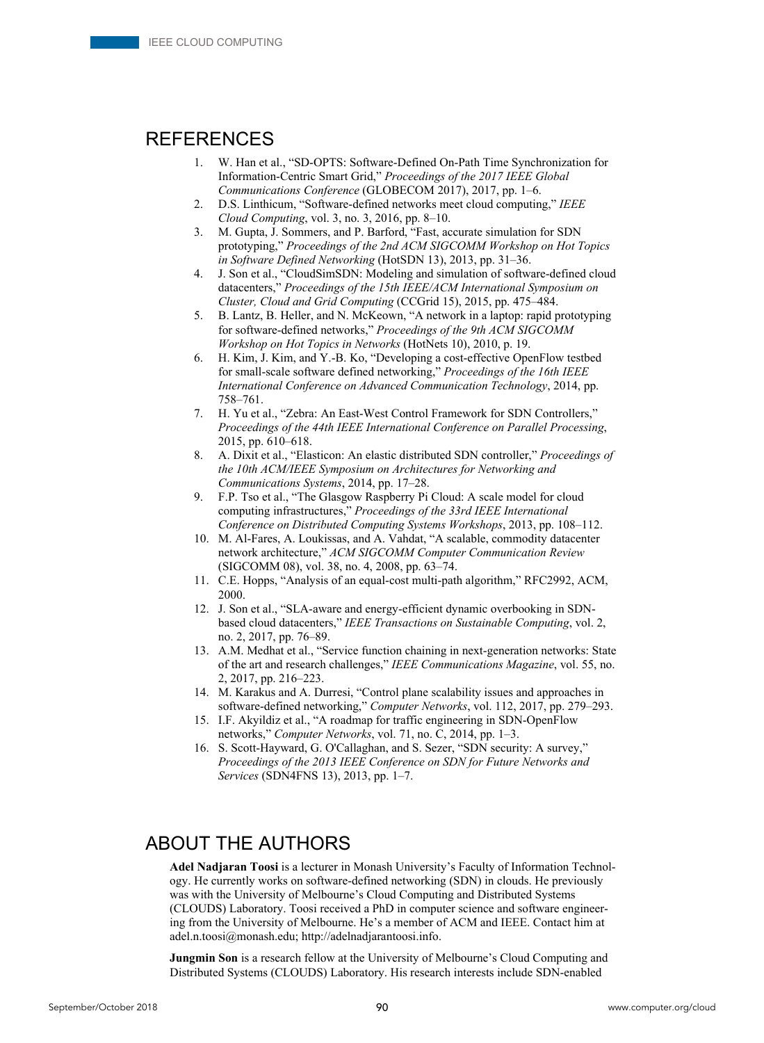## REFERENCES

1. W. Han et al., "SD-OPTS: Software-Defined On-Path Time Synchronization for Information-Centric Smart Grid," *Proceedings of the 2017 IEEE Global Communications Conference* (GLOBECOM 2017), 2017, pp. 1–6.
2. D.S. Linthicum, "Software-defined networks meet cloud computing," *IEEE Cloud Computing*, vol. 3, no. 3, 2016, pp. 8–10.
3. M. Gupta, J. Sommers, and P. Barford, "Fast, accurate simulation for SDN prototyping," *Proceedings of the 2nd ACM SIGCOMM Workshop on Hot Topics in Software Defined Networking* (HotSDN 13), 2013, pp. 31–36.
4. J. Son et al., "CloudSimSDN: Modeling and simulation of software-defined cloud datacenters," *Proceedings of the 15th IEEE/ACM International Symposium on Cluster, Cloud and Grid Computing* (CCGrid 15), 2015, pp. 475–484.
5. B. Lantz, B. Heller, and N. McKeown, "A network in a laptop: rapid prototyping for software-defined networks," *Proceedings of the 9th ACM SIGCOMM Workshop on Hot Topics in Networks* (HotNets 10), 2010, p. 19.
6. H. Kim, J. Kim, and Y.-B. Ko, "Developing a cost-effective OpenFlow testbed for small-scale software defined networking," *Proceedings of the 16th IEEE International Conference on Advanced Communication Technology*, 2014, pp. 758–761.
7. H. Yu et al., "Zebra: An East-West Control Framework for SDN Controllers," *Proceedings of the 44th IEEE International Conference on Parallel Processing*, 2015, pp. 610–618.
8. A. Dixit et al., "Elasticon: An elastic distributed SDN controller," *Proceedings of the 10th ACM/IEEE Symposium on Architectures for Networking and Communications Systems*, 2014, pp. 17–28.
9. F.P. Tso et al., "The Glasgow Raspberry Pi Cloud: A scale model for cloud computing infrastructures," *Proceedings of the 33rd IEEE International Conference on Distributed Computing Systems Workshops*, 2013, pp. 108–112.
10. M. Al-Fares, A. Loukissas, and A. Vahdat, "A scalable, commodity datacenter network architecture," *ACM SIGCOMM Computer Communication Review* (SIGCOMM 08), vol. 38, no. 4, 2008, pp. 63–74.
11. C.E. Hopps, "Analysis of an equal-cost multi-path algorithm," RFC2992, ACM, 2000.
12. J. Son et al., "SLA-aware and energy-efficient dynamic overbooking in SDN-based cloud datacenters," *IEEE Transactions on Sustainable Computing*, vol. 2, no. 2, 2017, pp. 76–89.
13. A.M. Medhat et al., "Service function chaining in next-generation networks: State of the art and research challenges," *IEEE Communications Magazine*, vol. 55, no. 2, 2017, pp. 216–223.
14. M. Karakus and A. Durresi, "Control plane scalability issues and approaches in software-defined networking," *Computer Networks*, vol. 112, 2017, pp. 279–293.
15. I.F. Akyildiz et al., "A roadmap for traffic engineering in SDN-OpenFlow networks," *Computer Networks*, vol. 71, no. C, 2014, pp. 1–3.
16. S. Scott-Hayward, G. O'Callaghan, and S. Sezer, "SDN security: A survey," *Proceedings of the 2013 IEEE Conference on SDN for Future Networks and Services* (SDN4FNS 13), 2013, pp. 1–7.

## ABOUT THE AUTHORS

**Adel Nadjaran Toosi** is a lecturer in Monash University's Faculty of Information Technology. He currently works on software-defined networking (SDN) in clouds. He previously was with the University of Melbourne's Cloud Computing and Distributed Systems (CLOUDS) Laboratory. Toosi received a PhD in computer science and software engineering from the University of Melbourne. He's a member of ACM and IEEE. Contact him at adel.n.toosi@monash.edu; http://adelnadjarantoosi.info.

**Jungmin Son** is a research fellow at the University of Melbourne's Cloud Computing and Distributed Systems (CLOUDS) Laboratory. His research interests include SDN-enabled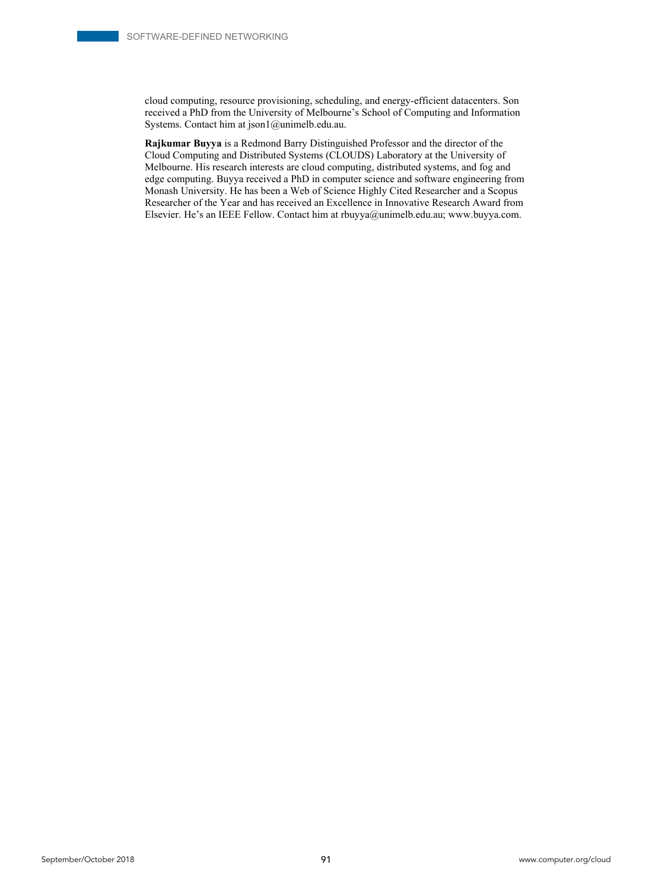cloud computing, resource provisioning, scheduling, and energy-efficient datacenters. Son received a PhD from the University of Melbourne's School of Computing and Information Systems. Contact him at json1@unimelb.edu.au.

**Rajkumar Buyya** is a Redmond Barry Distinguished Professor and the director of the Cloud Computing and Distributed Systems (CLOUDS) Laboratory at the University of Melbourne. His research interests are cloud computing, distributed systems, and fog and edge computing. Buyya received a PhD in computer science and software engineering from Monash University. He has been a Web of Science Highly Cited Researcher and a Scopus Researcher of the Year and has received an Excellence in Innovative Research Award from Elsevier. He's an IEEE Fellow. Contact him at rbuyya@unimelb.edu.au; www.buyya.com.